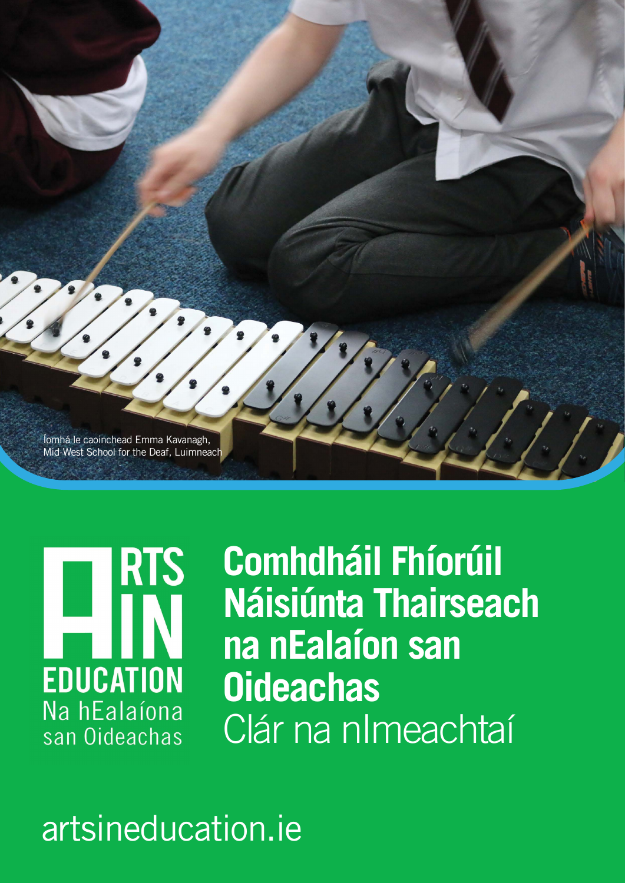Íomhá le caoinchead Emma Kavanagh, Mid-West School for the Deaf, Luimneach

ARTS IN EDUCATION
Na hEalaíona san Oideachas

# Comhdháil Fhíorúil Náisiúnta Thairseach na nEalaíon san Oideachas

## Clár na nImeachtaí

artsineducation.ie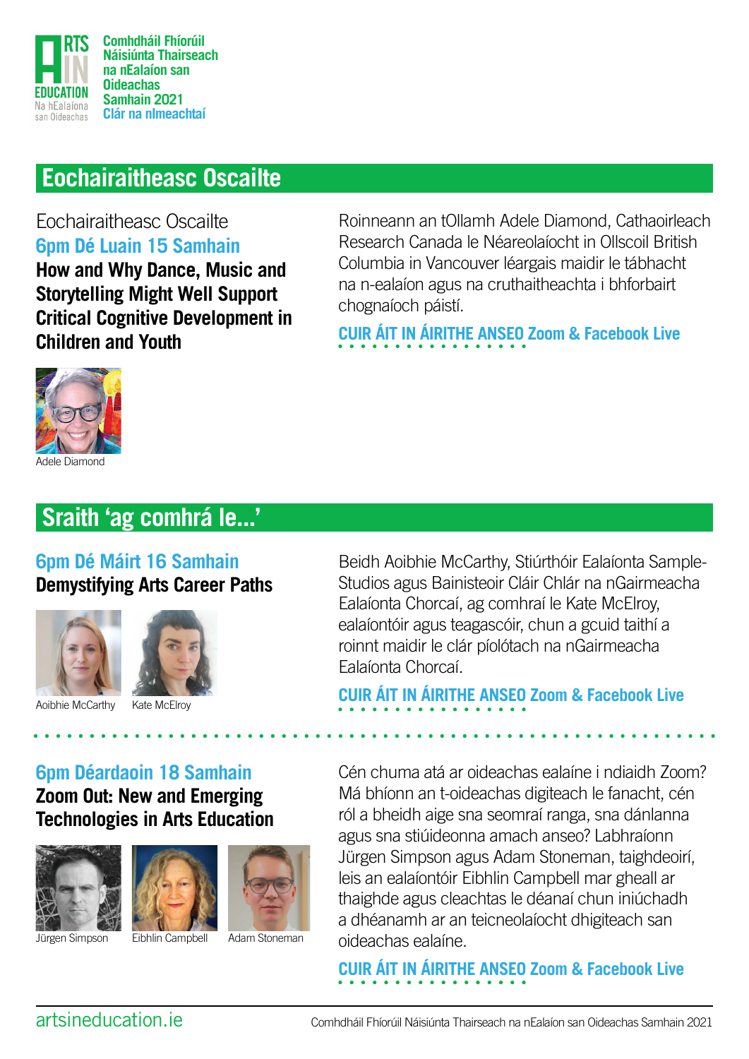Comhdháil Fhíorúil Náisiúnta Thairseach na nEalaíon san Oideachas Samhain 2021 Clár na nImeachtaí

## Eochairaitheasc Oscailte

Eochairaitheasc Oscailte

**6pm Dé Luain 15 Samhain**

**How and Why Dance, Music and Storytelling Might Well Support Critical Cognitive Development in Children and Youth**

Adele Diamond

Roinneann an tOllamh Adele Diamond, Cathaoirleach Research Canada le Néareolaíocht in Ollscoil British Columbia in Vancouver léargais maidir le tábhacht na n-ealaíon agus na cruthaitheachta i bhforbairt chognaíoch páistí.

**CUIR ÁIT IN ÁIRITHE ANSEO Zoom & Facebook Live**

## Sraith 'ag comhrá le...'

**6pm Dé Máirt 16 Samhain**

**Demystifying Arts Career Paths**

Aoibhie McCarthy    Kate McElroy

Beidh Aoibhie McCarthy, Stiúrthóir Ealaíonta Sample-Studios agus Bainisteoir Cláir Chlár na nGairmeacha Ealaíonta Chorcaí, ag comhraí le Kate McElroy, ealaíontóir agus teagascóir, chun a gcuid taithí a roinnt maidir le clár píolótach na nGairmeacha Ealaíonta Chorcaí.

**CUIR ÁIT IN ÁIRITHE ANSEO Zoom & Facebook Live**

**6pm Déardaoin 18 Samhain**

**Zoom Out: New and Emerging Technologies in Arts Education**

Jürgen Simpson    Eibhlin Campbell    Adam Stoneman

Cén chuma atá ar oideachas ealaíne i ndiaidh Zoom? Má bhíonn an t-oideachas digiteach le fanacht, cén ról a bheidh aige sna seomraí ranga, sna dánlanna agus sna stiúideonna amach anseo? Labhraíonn Jürgen Simpson agus Adam Stoneman, taighdeoirí, leis an ealaíontóir Eibhlin Campbell mar gheall ar thaighde agus cleachtas le déanaí chun iniúchadh a dhéanamh ar an teicneolaíocht dhigiteach san oideachas ealaíne.

**CUIR ÁIT IN ÁIRITHE ANSEO Zoom & Facebook Live**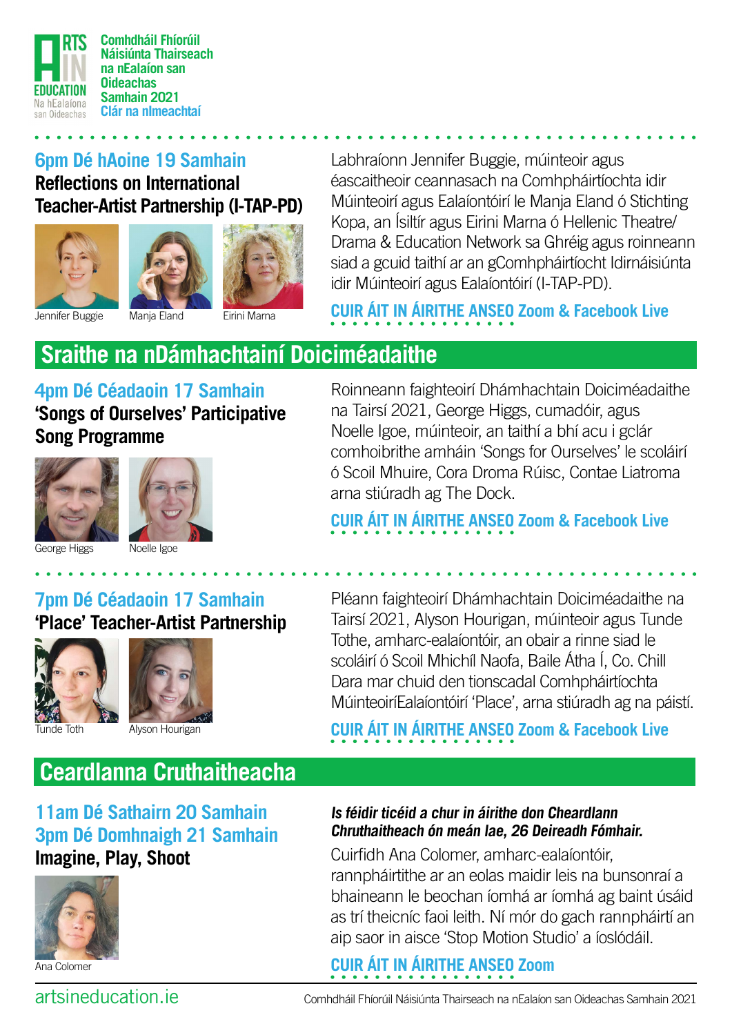Comhdháil Fhíorúil Náisiúnta Thairseach na nEalaíon san Oideachas Samhain 2021 Clár na nImeachtaí

## 6pm Dé hAoine 19 Samhain

### Reflections on International Teacher-Artist Partnership (I-TAP-PD)

Jennifer Buggie · Manja Eland · Eirini Marna

Labhraíonn Jennifer Buggie, múinteoir agus éascaitheoir ceannasach na Comhpháirtíochta idir Múinteoirí agus Ealaíontóirí le Manja Eland ó Stichting Kopa, an Ísiltír agus Eirini Marna ó Hellenic Theatre/ Drama & Education Network sa Ghréig agus roinneann siad a gcuid taithí ar an gComhpháirtíocht Idirnáisiúnta idir Múinteoirí agus Ealaíontóirí (I-TAP-PD).

**CUIR ÁIT IN ÁIRITHE ANSEO Zoom & Facebook Live**

## Sraithe na nDámhachtainí Doiciméadaithe

## 4pm Dé Céadaoin 17 Samhain

### 'Songs of Ourselves' Participative Song Programme

George Higgs · Noelle Igoe

Roinneann faighteoirí Dhámhachtain Doiciméadaithe na Tairsí 2021, George Higgs, cumadóir, agus Noelle Igoe, múinteoir, an taithí a bhí acu i gclár comhoibrithe amháin 'Songs for Ourselves' le scoláirí ó Scoil Mhuire, Cora Droma Rúisc, Contae Liatroma arna stiúradh ag The Dock.

**CUIR ÁIT IN ÁIRITHE ANSEO Zoom & Facebook Live**

## 7pm Dé Céadaoin 17 Samhain

### 'Place' Teacher-Artist Partnership

Tunde Toth · Alyson Hourigan

Pléann faighteoirí Dhámhachtain Doiciméadaithe na Tairsí 2021, Alyson Hourigan, múinteoir agus Tunde Tothe, amharc-ealaíontóir, an obair a rinne siad le scoláirí ó Scoil Mhichíl Naofa, Baile Átha Í, Co. Chill Dara mar chuid den tionscadal Comhpháirtíochta MúinteoiríEalaíontóirí 'Place', arna stiúradh ag na páistí.

**CUIR ÁIT IN ÁIRITHE ANSEO Zoom & Facebook Live**

## Ceardlanna Cruthaitheacha

## 11am Dé Sathairn 20 Samhain
## 3pm Dé Domhnaigh 21 Samhain

### Imagine, Play, Shoot

Ana Colomer

***Is féidir ticéid a chur in áirithe don Cheardlann Chruthaitheach ón meán lae, 26 Deireadh Fómhair.***

Cuirfidh Ana Colomer, amharc-ealaíontóir, rannpháirtithe ar an eolas maidir leis na bunsonraí a bhaineann le beochan íomhá ar íomhá ag baint úsáid as trí theicníc faoi leith. Ní mór do gach rannpháirtí an aip saor in aisce 'Stop Motion Studio' a íoslódáil.

**CUIR ÁIT IN ÁIRITHE ANSEO Zoom**

artsineducation.ie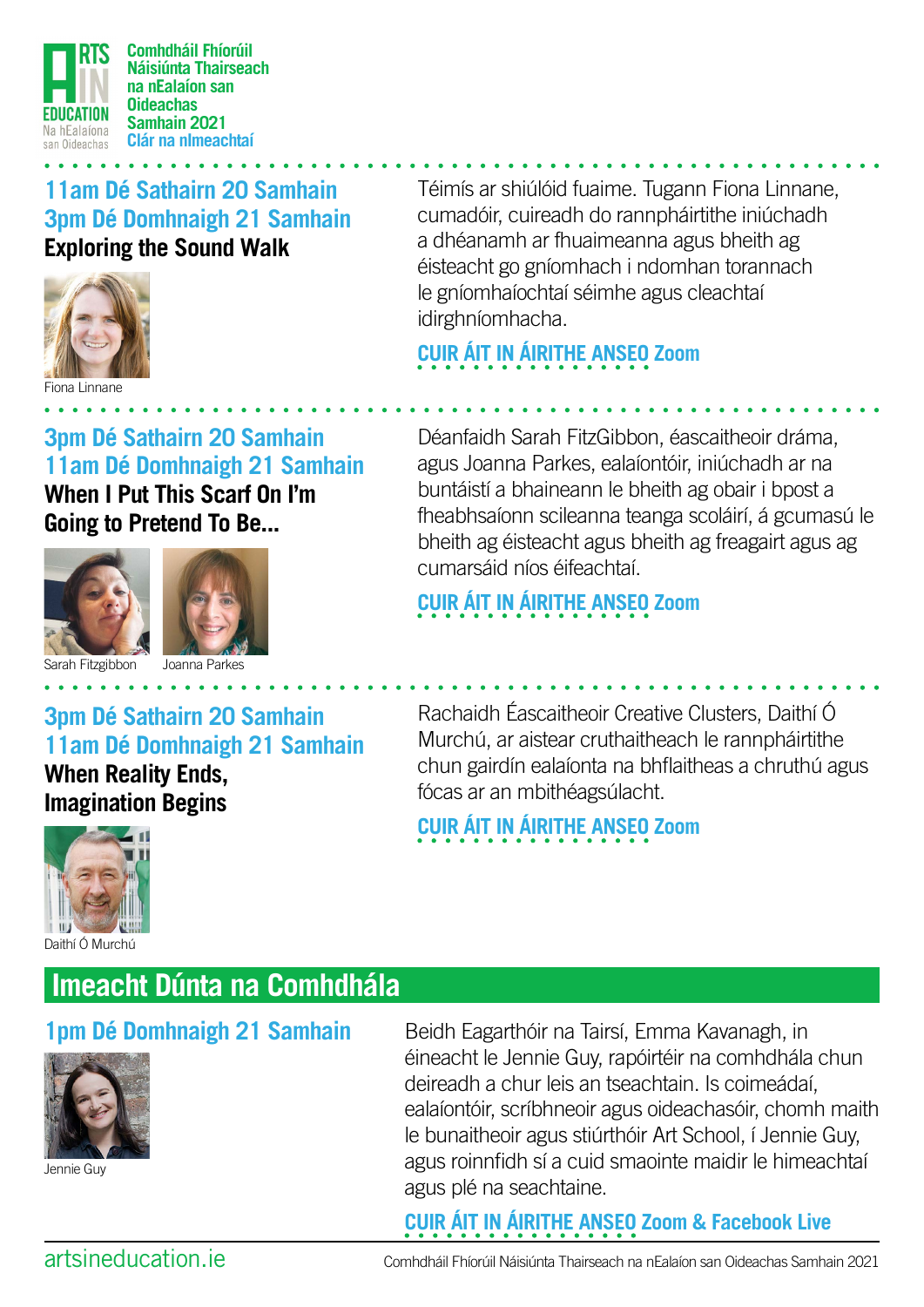Comhdháil Fhíorúil Náisiúnta Thairseach na nEalaíon san Oideachas Samhain 2021
Clár na nImeachtaí

**11am Dé Sathairn 20 Samhain**
**3pm Dé Domhnaigh 21 Samhain**

### Exploring the Sound Walk

Fiona Linnane

Téimís ar shiúlóid fuaime. Tugann Fiona Linnane, cumadóir, cuireadh do rannpháirtithe iniúchadh a dhéanamh ar fhuaimeanna agus bheith ag éisteacht go gníomhach i ndomhan torannach le gníomhaíochtaí séimhe agus cleachtaí idirghníomhacha.

CUIR ÁIT IN ÁIRITHE ANSEO Zoom

**3pm Dé Sathairn 20 Samhain**
**11am Dé Domhnaigh 21 Samhain**

### When I Put This Scarf On I'm Going to Pretend To Be...

Sarah Fitzgibbon, Joanna Parkes

Déanfaidh Sarah FitzGibbon, éascaitheoir dráma, agus Joanna Parkes, ealaíontóir, iniúchadh ar na buntáistí a bhaineann le bheith ag obair i bpost a fheabhsaíonn scileanna teanga scoláirí, á gcumasú le bheith ag éisteacht agus bheith ag freagairt agus ag cumarsáid níos éifeachtaí.

CUIR ÁIT IN ÁIRITHE ANSEO Zoom

**3pm Dé Sathairn 20 Samhain**
**11am Dé Domhnaigh 21 Samhain**

### When Reality Ends, Imagination Begins

Daithí Ó Murchú

Rachaidh Éascaitheoir Creative Clusters, Daithí Ó Murchú, ar aistear cruthaitheach le rannpháirtithe chun gairdín ealaíonta na bhflaitheas a chruthú agus fócas ar an mbithéagsúlacht.

CUIR ÁIT IN ÁIRITHE ANSEO Zoom

## Imeacht Dúnta na Comhdhála

**1pm Dé Domhnaigh 21 Samhain**

Jennie Guy

Beidh Eagarthóir na Tairsí, Emma Kavanagh, in éineacht le Jennie Guy, rapóirtéir na comhdhála chun deireadh a chur leis an tseachtain. Is coimeádaí, ealaíontóir, scríbhneoir agus oideachasóir, chomh maith le bunaitheoir agus stiúrthóir Art School, í Jennie Guy, agus roinnfidh sí a cuid smaointe maidir le himeachtaí agus plé na seachtaine.

CUIR ÁIT IN ÁIRITHE ANSEO Zoom & Facebook Live

artsineducation.ie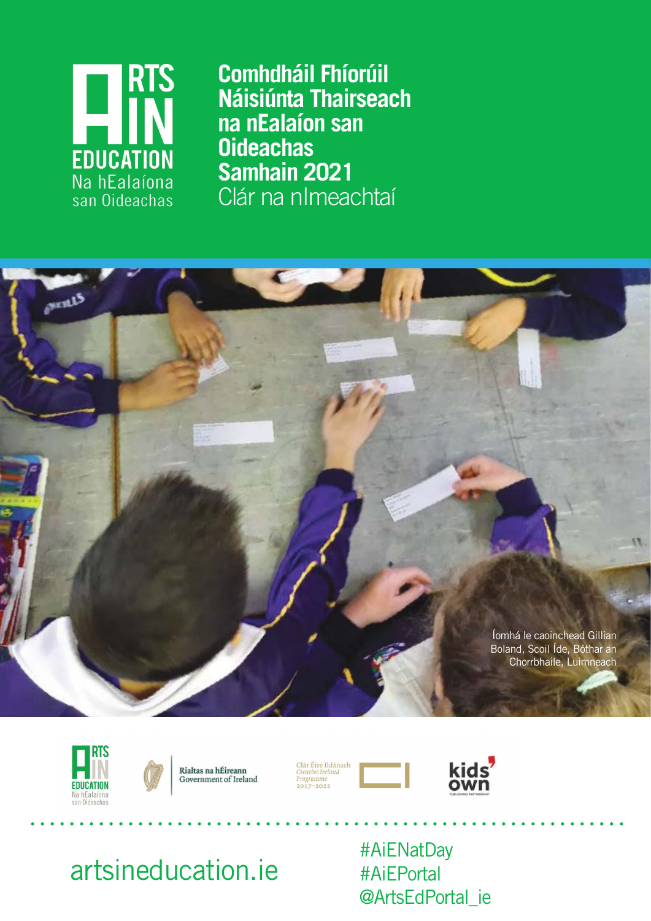ARTS IN EDUCATION
Na hEalaíona san Oideachas

# Comhdháil Fhíorúil Náisiúnta Thairseach na nEalaíon san Oideachas Samhain 2021

## Clár na nImeachtaí

Íomhá le caoinchead Gillian Boland, Scoil Íde, Bóthar an Chorrbhaile, Luimneach

Rialtas na hÉireann
Government of Ireland

Clár Éire Ildánach
Creative Ireland Programme
2017–2022

kids' own

artsineducation.ie

#AiENatDay
#AiEPortal
@ArtsEdPortal_ie